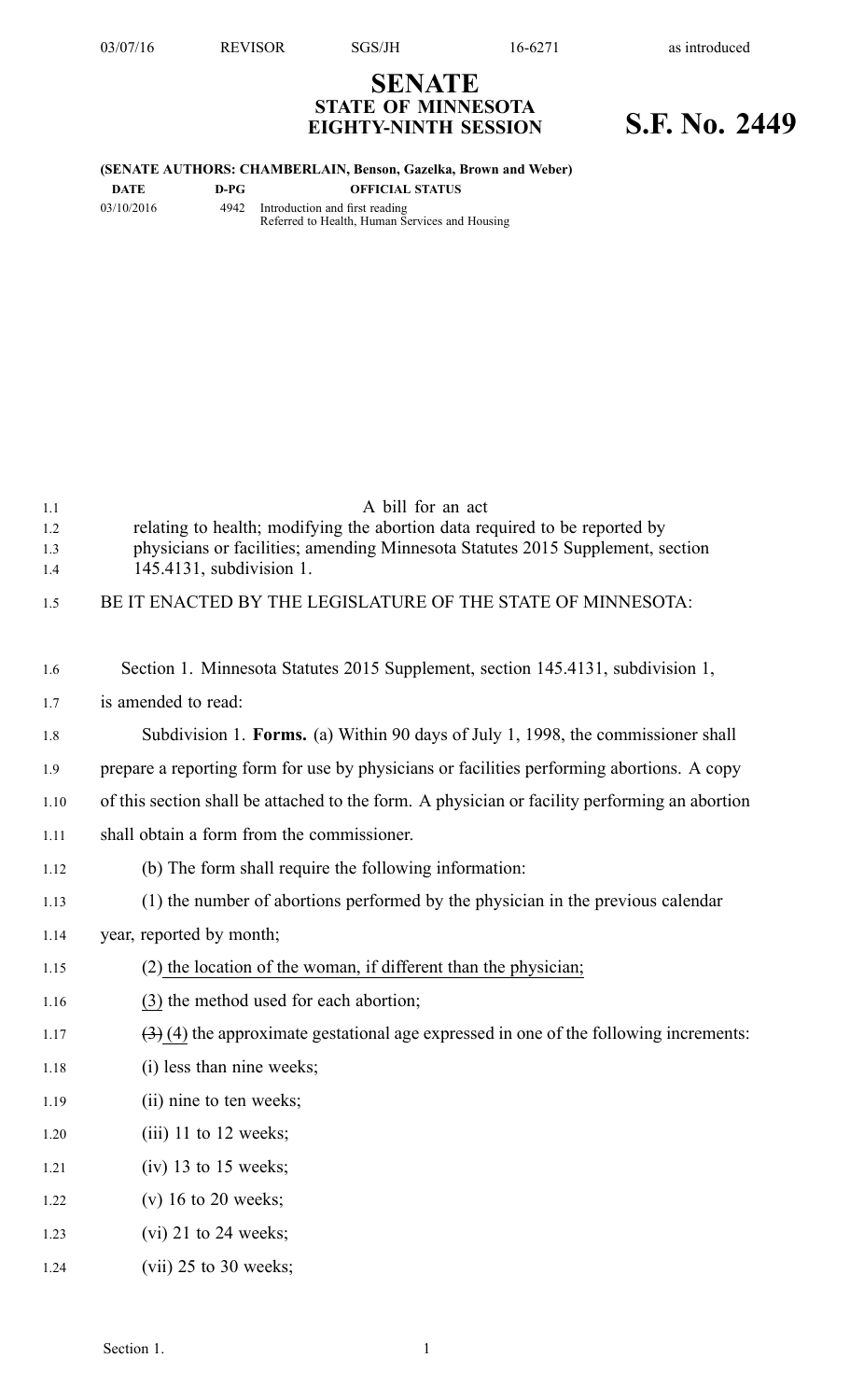# SENATE
## STATE OF MINNESOTA
## EIGHTY-NINTH SESSION

# S.F. No. 2449

**(SENATE AUTHORS: CHAMBERLAIN, Benson, Gazelka, Brown and Weber)**

| DATE | D-PG | OFFICIAL STATUS |
|---|---|---|
| 03/10/2016 | 4942 | Introduction and first reading<br>Referred to Health, Human Services and Housing |

A bill for an act
relating to health; modifying the abortion data required to be reported by physicians or facilities; amending Minnesota Statutes 2015 Supplement, section 145.4131, subdivision 1.

BE IT ENACTED BY THE LEGISLATURE OF THE STATE OF MINNESOTA:

Section 1. Minnesota Statutes 2015 Supplement, section 145.4131, subdivision 1, is amended to read:

Subdivision 1. **Forms.** (a) Within 90 days of July 1, 1998, the commissioner shall prepare a reporting form for use by physicians or facilities performing abortions. A copy of this section shall be attached to the form. A physician or facility performing an abortion shall obtain a form from the commissioner.

(b) The form shall require the following information:

(1) the number of abortions performed by the physician in the previous calendar year, reported by month;

(2) the location of the woman, if different than the physician;

(3) the method used for each abortion;

~~(3)~~ (4) the approximate gestational age expressed in one of the following increments:

(i) less than nine weeks;

(ii) nine to ten weeks;

(iii) 11 to 12 weeks;

(iv) 13 to 15 weeks;

(v) 16 to 20 weeks;

(vi) 21 to 24 weeks;

(vii) 25 to 30 weeks;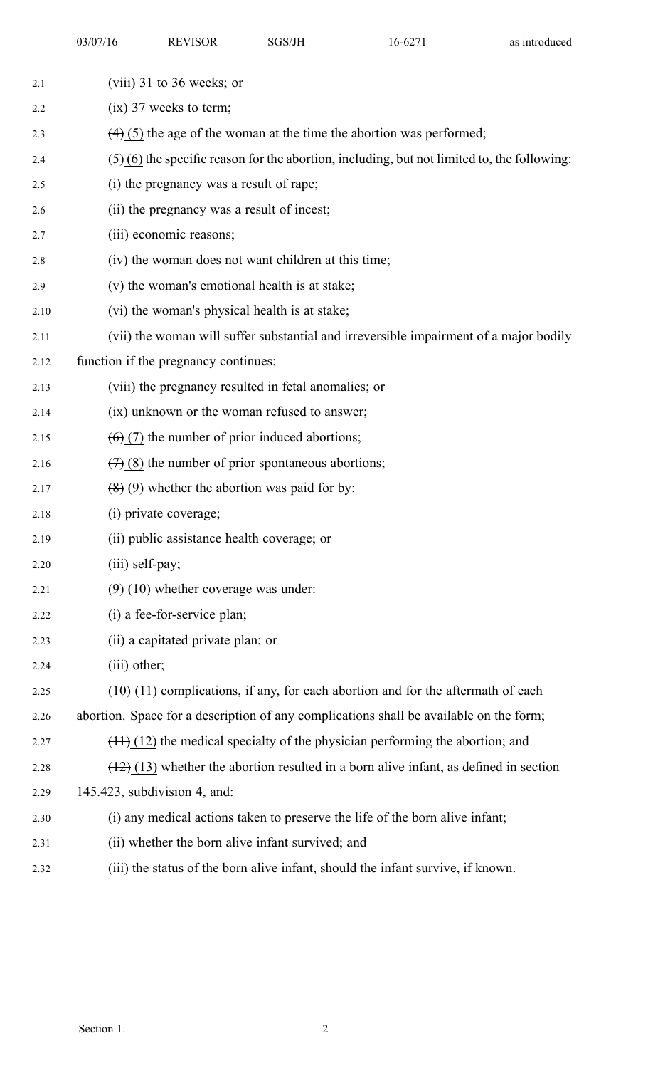(viii) 31 to 36 weeks; or

(ix) 37 weeks to term;

~~(4)~~ (5) the age of the woman at the time the abortion was performed;

~~(5)~~ (6) the specific reason for the abortion, including, but not limited to, the following:

(i) the pregnancy was a result of rape;

(ii) the pregnancy was a result of incest;

(iii) economic reasons;

(iv) the woman does not want children at this time;

(v) the woman's emotional health is at stake;

(vi) the woman's physical health is at stake;

(vii) the woman will suffer substantial and irreversible impairment of a major bodily function if the pregnancy continues;

(viii) the pregnancy resulted in fetal anomalies; or

(ix) unknown or the woman refused to answer;

~~(6)~~ (7) the number of prior induced abortions;

~~(7)~~ (8) the number of prior spontaneous abortions;

~~(8)~~ (9) whether the abortion was paid for by:

(i) private coverage;

(ii) public assistance health coverage; or

(iii) self-pay;

~~(9)~~ (10) whether coverage was under:

(i) a fee-for-service plan;

(ii) a capitated private plan; or

(iii) other;

~~(10)~~ (11) complications, if any, for each abortion and for the aftermath of each abortion. Space for a description of any complications shall be available on the form;

~~(11)~~ (12) the medical specialty of the physician performing the abortion; and

~~(12)~~ (13) whether the abortion resulted in a born alive infant, as defined in section 145.423, subdivision 4, and:

(i) any medical actions taken to preserve the life of the born alive infant;

(ii) whether the born alive infant survived; and

(iii) the status of the born alive infant, should the infant survive, if known.